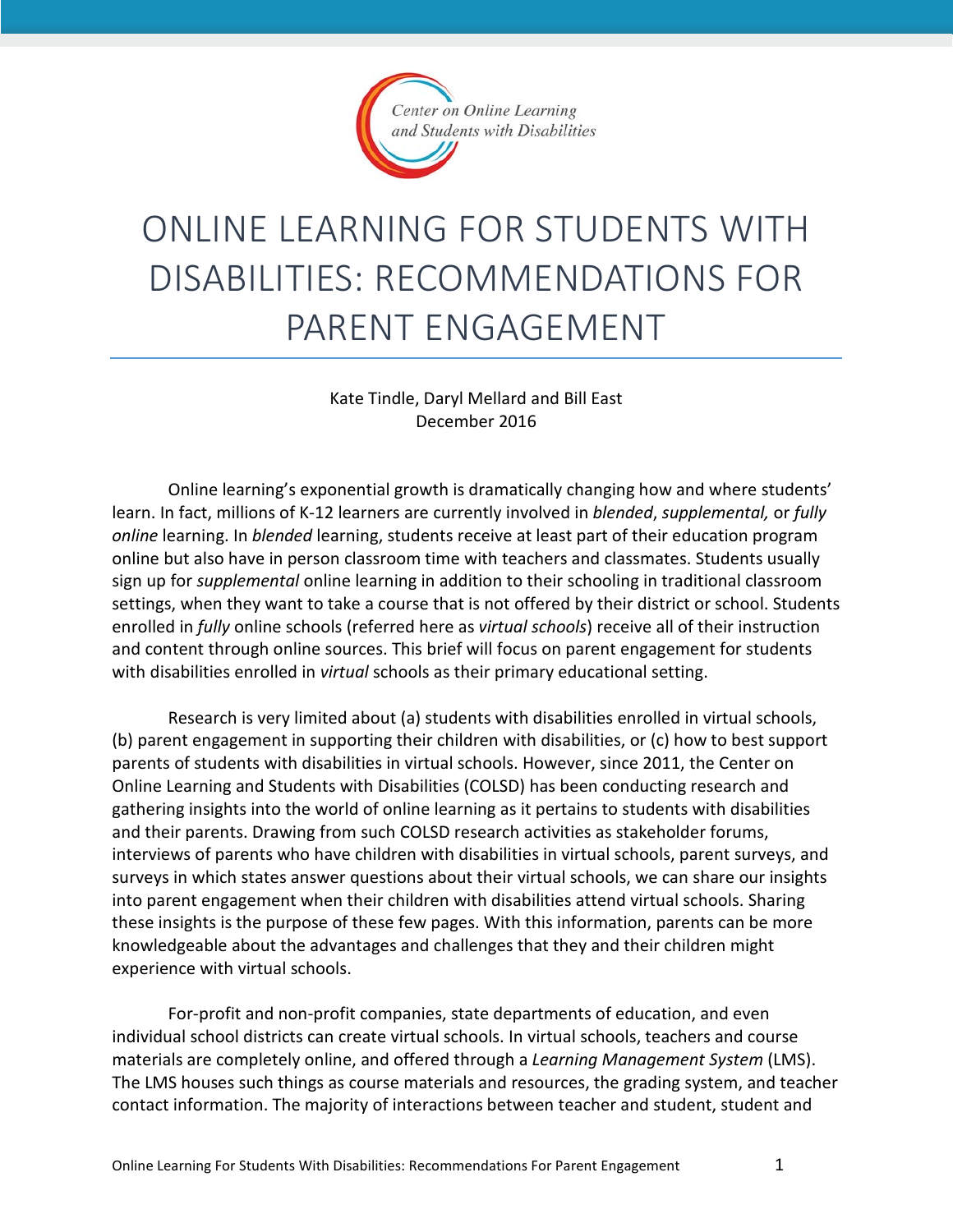Center on Online Learning and Students with Disabilities

# ONLINE LEARNING FOR STUDENTS WITH DISABILITIES: RECOMMENDATIONS FOR PARENT ENGAGEMENT

Kate Tindle, Daryl Mellard and Bill East
December 2016

Online learning's exponential growth is dramatically changing how and where students' learn. In fact, millions of K-12 learners are currently involved in *blended*, *supplemental,* or *fully online* learning. In *blended* learning, students receive at least part of their education program online but also have in person classroom time with teachers and classmates. Students usually sign up for *supplemental* online learning in addition to their schooling in traditional classroom settings, when they want to take a course that is not offered by their district or school. Students enrolled in *fully* online schools (referred here as *virtual schools*) receive all of their instruction and content through online sources. This brief will focus on parent engagement for students with disabilities enrolled in *virtual* schools as their primary educational setting.

Research is very limited about (a) students with disabilities enrolled in virtual schools, (b) parent engagement in supporting their children with disabilities, or (c) how to best support parents of students with disabilities in virtual schools. However, since 2011, the Center on Online Learning and Students with Disabilities (COLSD) has been conducting research and gathering insights into the world of online learning as it pertains to students with disabilities and their parents. Drawing from such COLSD research activities as stakeholder forums, interviews of parents who have children with disabilities in virtual schools, parent surveys, and surveys in which states answer questions about their virtual schools, we can share our insights into parent engagement when their children with disabilities attend virtual schools. Sharing these insights is the purpose of these few pages. With this information, parents can be more knowledgeable about the advantages and challenges that they and their children might experience with virtual schools.

For-profit and non-profit companies, state departments of education, and even individual school districts can create virtual schools. In virtual schools, teachers and course materials are completely online, and offered through a *Learning Management System* (LMS). The LMS houses such things as course materials and resources, the grading system, and teacher contact information. The majority of interactions between teacher and student, student and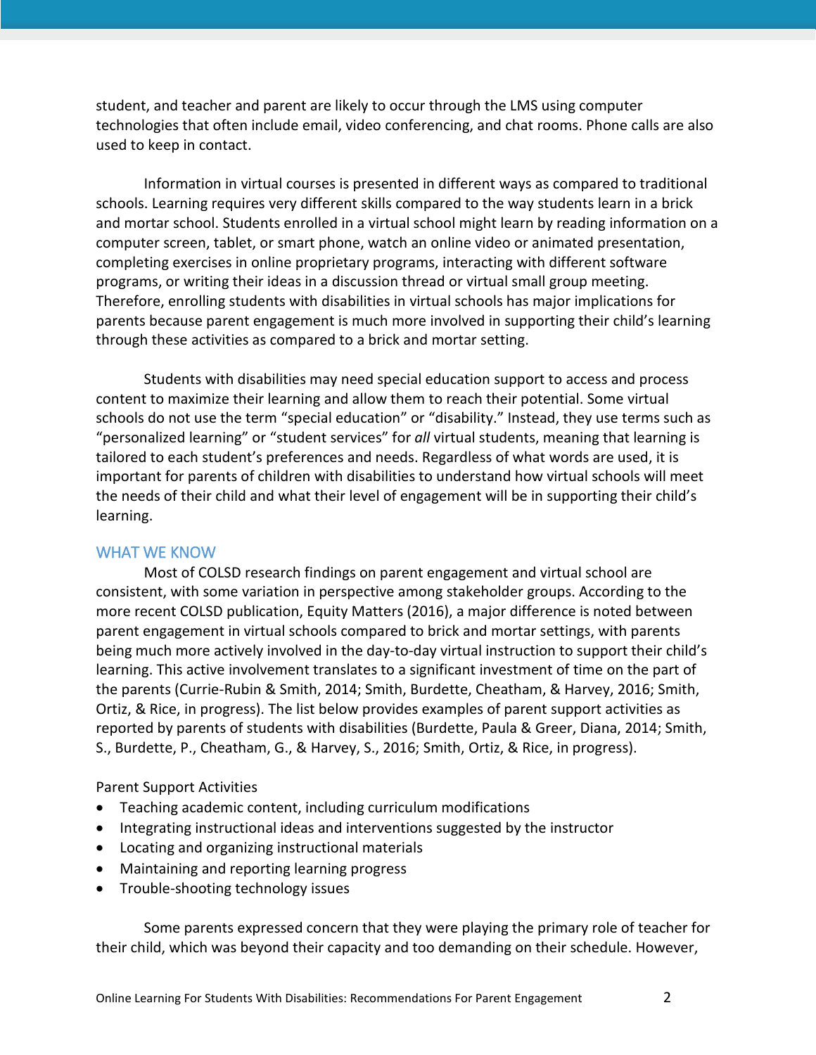student, and teacher and parent are likely to occur through the LMS using computer technologies that often include email, video conferencing, and chat rooms. Phone calls are also used to keep in contact.

Information in virtual courses is presented in different ways as compared to traditional schools. Learning requires very different skills compared to the way students learn in a brick and mortar school. Students enrolled in a virtual school might learn by reading information on a computer screen, tablet, or smart phone, watch an online video or animated presentation, completing exercises in online proprietary programs, interacting with different software programs, or writing their ideas in a discussion thread or virtual small group meeting. Therefore, enrolling students with disabilities in virtual schools has major implications for parents because parent engagement is much more involved in supporting their child's learning through these activities as compared to a brick and mortar setting.

Students with disabilities may need special education support to access and process content to maximize their learning and allow them to reach their potential. Some virtual schools do not use the term "special education" or "disability." Instead, they use terms such as "personalized learning" or "student services" for *all* virtual students, meaning that learning is tailored to each student's preferences and needs. Regardless of what words are used, it is important for parents of children with disabilities to understand how virtual schools will meet the needs of their child and what their level of engagement will be in supporting their child's learning.

## WHAT WE KNOW

Most of COLSD research findings on parent engagement and virtual school are consistent, with some variation in perspective among stakeholder groups. According to the more recent COLSD publication, Equity Matters (2016), a major difference is noted between parent engagement in virtual schools compared to brick and mortar settings, with parents being much more actively involved in the day-to-day virtual instruction to support their child's learning. This active involvement translates to a significant investment of time on the part of the parents (Currie-Rubin & Smith, 2014; Smith, Burdette, Cheatham, & Harvey, 2016; Smith, Ortiz, & Rice, in progress). The list below provides examples of parent support activities as reported by parents of students with disabilities (Burdette, Paula & Greer, Diana, 2014; Smith, S., Burdette, P., Cheatham, G., & Harvey, S., 2016; Smith, Ortiz, & Rice, in progress).

Parent Support Activities

- Teaching academic content, including curriculum modifications
- Integrating instructional ideas and interventions suggested by the instructor
- Locating and organizing instructional materials
- Maintaining and reporting learning progress
- Trouble-shooting technology issues

Some parents expressed concern that they were playing the primary role of teacher for their child, which was beyond their capacity and too demanding on their schedule. However,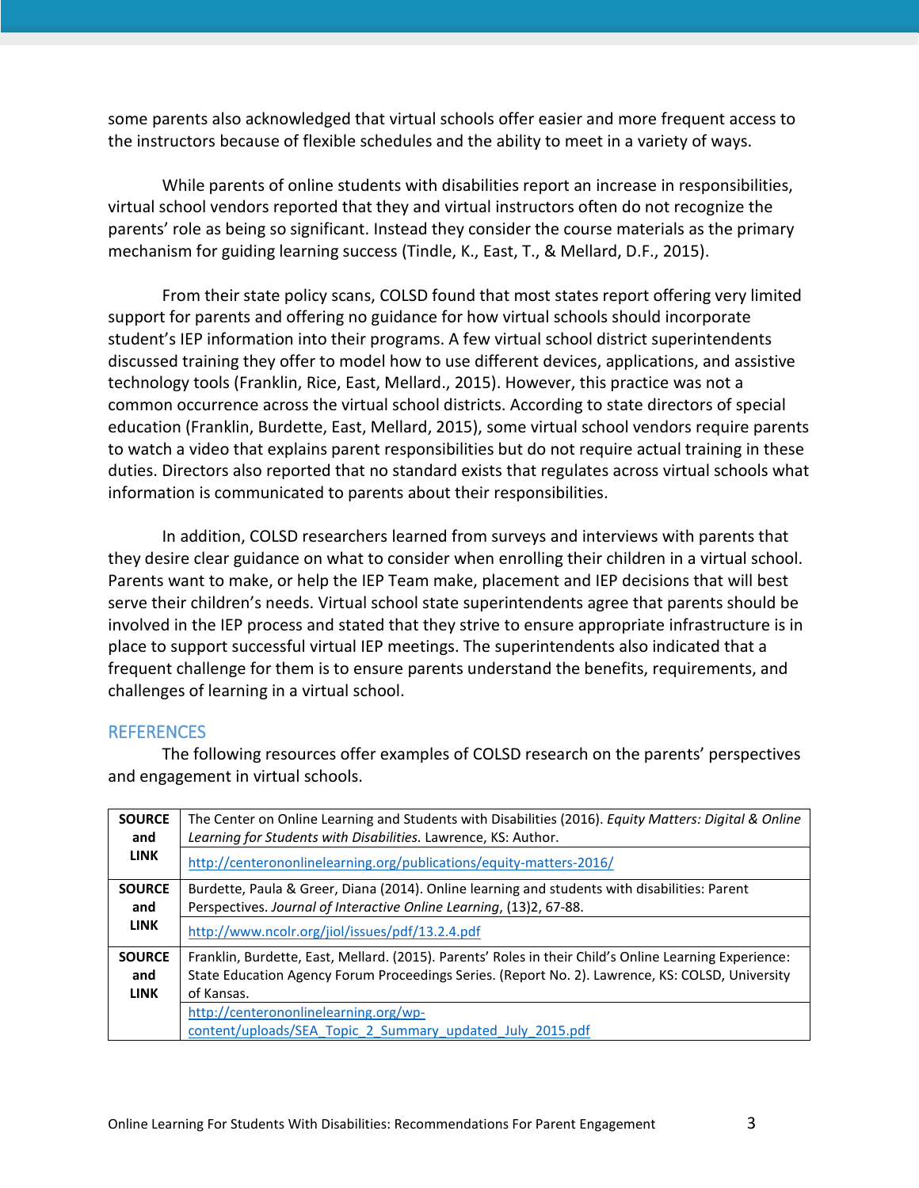some parents also acknowledged that virtual schools offer easier and more frequent access to the instructors because of flexible schedules and the ability to meet in a variety of ways.

While parents of online students with disabilities report an increase in responsibilities, virtual school vendors reported that they and virtual instructors often do not recognize the parents' role as being so significant. Instead they consider the course materials as the primary mechanism for guiding learning success (Tindle, K., East, T., & Mellard, D.F., 2015).

From their state policy scans, COLSD found that most states report offering very limited support for parents and offering no guidance for how virtual schools should incorporate student's IEP information into their programs. A few virtual school district superintendents discussed training they offer to model how to use different devices, applications, and assistive technology tools (Franklin, Rice, East, Mellard., 2015). However, this practice was not a common occurrence across the virtual school districts. According to state directors of special education (Franklin, Burdette, East, Mellard, 2015), some virtual school vendors require parents to watch a video that explains parent responsibilities but do not require actual training in these duties. Directors also reported that no standard exists that regulates across virtual schools what information is communicated to parents about their responsibilities.

In addition, COLSD researchers learned from surveys and interviews with parents that they desire clear guidance on what to consider when enrolling their children in a virtual school. Parents want to make, or help the IEP Team make, placement and IEP decisions that will best serve their children's needs. Virtual school state superintendents agree that parents should be involved in the IEP process and stated that they strive to ensure appropriate infrastructure is in place to support successful virtual IEP meetings. The superintendents also indicated that a frequent challenge for them is to ensure parents understand the benefits, requirements, and challenges of learning in a virtual school.

## REFERENCES

The following resources offer examples of COLSD research on the parents' perspectives and engagement in virtual schools.

| | |
|---|---|
| **SOURCE and LINK** | The Center on Online Learning and Students with Disabilities (2016). *Equity Matters: Digital & Online Learning for Students with Disabilities.* Lawrence, KS: Author. |
| | http://centerononlinelearning.org/publications/equity-matters-2016/ |
| **SOURCE and LINK** | Burdette, Paula & Greer, Diana (2014). Online learning and students with disabilities: Parent Perspectives. *Journal of Interactive Online Learning*, (13)2, 67-88. |
| | http://www.ncolr.org/jiol/issues/pdf/13.2.4.pdf |
| **SOURCE and LINK** | Franklin, Burdette, East, Mellard. (2015). Parents' Roles in their Child's Online Learning Experience: State Education Agency Forum Proceedings Series. (Report No. 2). Lawrence, KS: COLSD, University of Kansas. |
| | http://centerononlinelearning.org/wp-content/uploads/SEA_Topic_2_Summary_updated_July_2015.pdf |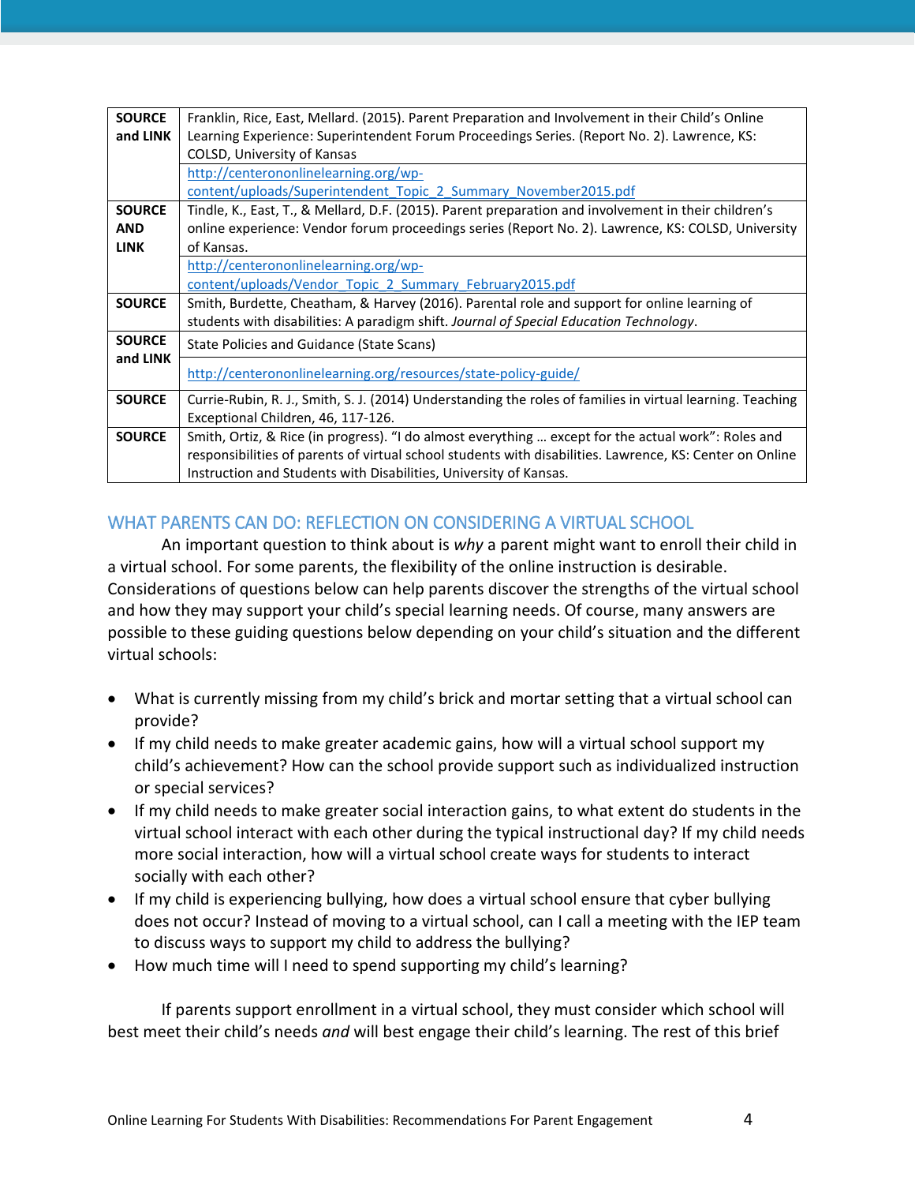| | |
|---|---|
| **SOURCE and LINK** | Franklin, Rice, East, Mellard. (2015). Parent Preparation and Involvement in their Child's Online Learning Experience: Superintendent Forum Proceedings Series. (Report No. 2). Lawrence, KS: COLSD, University of Kansas |
| | http://centerononlinelearning.org/wp-content/uploads/Superintendent_Topic_2_Summary_November2015.pdf |
| **SOURCE AND LINK** | Tindle, K., East, T., & Mellard, D.F. (2015). Parent preparation and involvement in their children's online experience: Vendor forum proceedings series (Report No. 2). Lawrence, KS: COLSD, University of Kansas. |
| | http://centerononlinelearning.org/wp-content/uploads/Vendor_Topic_2_Summary_February2015.pdf |
| **SOURCE** | Smith, Burdette, Cheatham, & Harvey (2016). Parental role and support for online learning of students with disabilities: A paradigm shift. *Journal of Special Education Technology*. |
| **SOURCE and LINK** | State Policies and Guidance (State Scans) |
| | http://centerononlinelearning.org/resources/state-policy-guide/ |
| **SOURCE** | Currie-Rubin, R. J., Smith, S. J. (2014) Understanding the roles of families in virtual learning. Teaching Exceptional Children, 46, 117-126. |
| **SOURCE** | Smith, Ortiz, & Rice (in progress). "I do almost everything … except for the actual work": Roles and responsibilities of parents of virtual school students with disabilities. Lawrence, KS: Center on Online Instruction and Students with Disabilities, University of Kansas. |

## WHAT PARENTS CAN DO: REFLECTION ON CONSIDERING A VIRTUAL SCHOOL

An important question to think about is *why* a parent might want to enroll their child in a virtual school. For some parents, the flexibility of the online instruction is desirable. Considerations of questions below can help parents discover the strengths of the virtual school and how they may support your child's special learning needs. Of course, many answers are possible to these guiding questions below depending on your child's situation and the different virtual schools:

- What is currently missing from my child's brick and mortar setting that a virtual school can provide?
- If my child needs to make greater academic gains, how will a virtual school support my child's achievement? How can the school provide support such as individualized instruction or special services?
- If my child needs to make greater social interaction gains, to what extent do students in the virtual school interact with each other during the typical instructional day? If my child needs more social interaction, how will a virtual school create ways for students to interact socially with each other?
- If my child is experiencing bullying, how does a virtual school ensure that cyber bullying does not occur? Instead of moving to a virtual school, can I call a meeting with the IEP team to discuss ways to support my child to address the bullying?
- How much time will I need to spend supporting my child's learning?

If parents support enrollment in a virtual school, they must consider which school will best meet their child's needs *and* will best engage their child's learning. The rest of this brief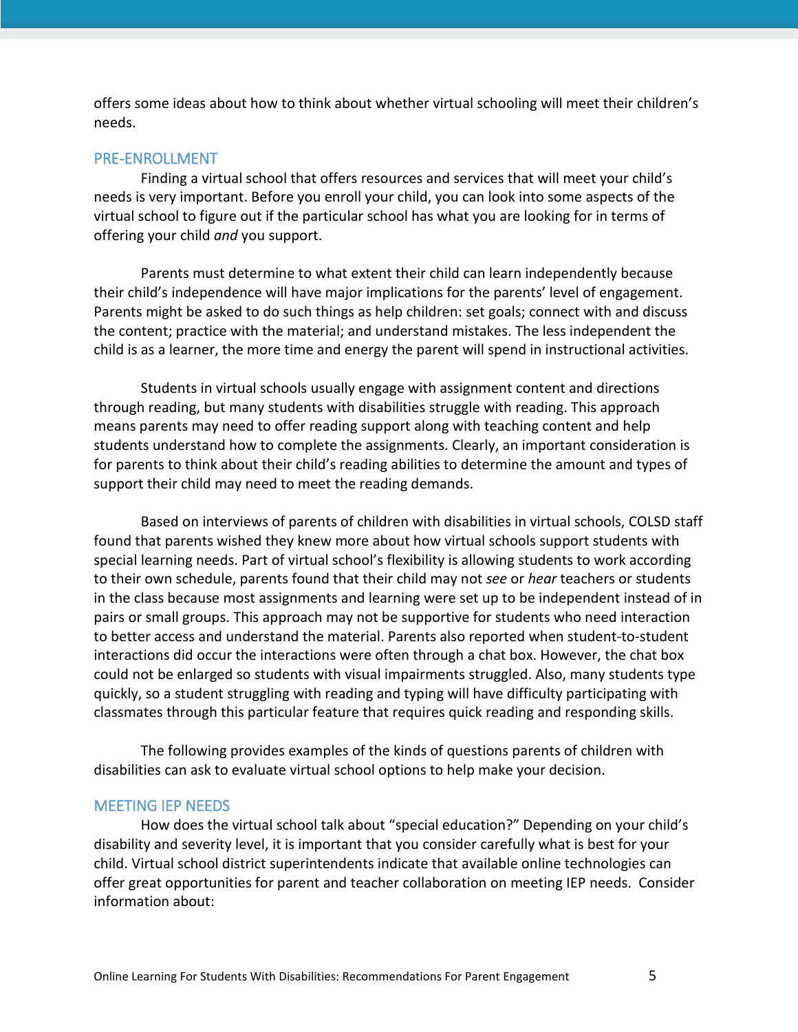offers some ideas about how to think about whether virtual schooling will meet their children's needs.

## PRE-ENROLLMENT

Finding a virtual school that offers resources and services that will meet your child's needs is very important. Before you enroll your child, you can look into some aspects of the virtual school to figure out if the particular school has what you are looking for in terms of offering your child *and* you support.

Parents must determine to what extent their child can learn independently because their child's independence will have major implications for the parents' level of engagement. Parents might be asked to do such things as help children: set goals; connect with and discuss the content; practice with the material; and understand mistakes. The less independent the child is as a learner, the more time and energy the parent will spend in instructional activities.

Students in virtual schools usually engage with assignment content and directions through reading, but many students with disabilities struggle with reading. This approach means parents may need to offer reading support along with teaching content and help students understand how to complete the assignments. Clearly, an important consideration is for parents to think about their child's reading abilities to determine the amount and types of support their child may need to meet the reading demands.

Based on interviews of parents of children with disabilities in virtual schools, COLSD staff found that parents wished they knew more about how virtual schools support students with special learning needs. Part of virtual school's flexibility is allowing students to work according to their own schedule, parents found that their child may not *see* or *hear* teachers or students in the class because most assignments and learning were set up to be independent instead of in pairs or small groups. This approach may not be supportive for students who need interaction to better access and understand the material. Parents also reported when student-to-student interactions did occur the interactions were often through a chat box. However, the chat box could not be enlarged so students with visual impairments struggled. Also, many students type quickly, so a student struggling with reading and typing will have difficulty participating with classmates through this particular feature that requires quick reading and responding skills.

The following provides examples of the kinds of questions parents of children with disabilities can ask to evaluate virtual school options to help make your decision.

## MEETING IEP NEEDS

How does the virtual school talk about "special education?" Depending on your child's disability and severity level, it is important that you consider carefully what is best for your child. Virtual school district superintendents indicate that available online technologies can offer great opportunities for parent and teacher collaboration on meeting IEP needs. Consider information about: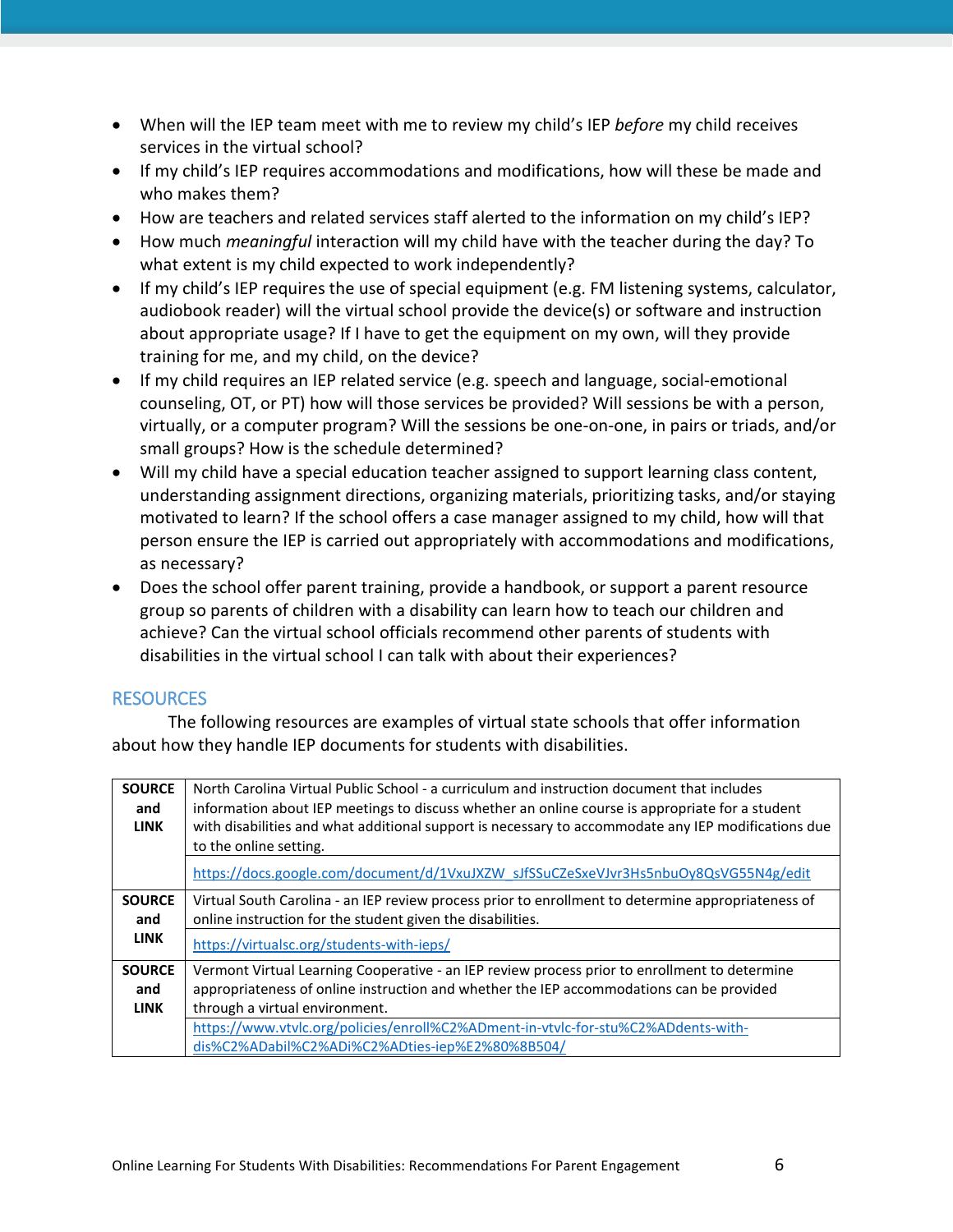- When will the IEP team meet with me to review my child's IEP *before* my child receives services in the virtual school?
- If my child's IEP requires accommodations and modifications, how will these be made and who makes them?
- How are teachers and related services staff alerted to the information on my child's IEP?
- How much *meaningful* interaction will my child have with the teacher during the day? To what extent is my child expected to work independently?
- If my child's IEP requires the use of special equipment (e.g. FM listening systems, calculator, audiobook reader) will the virtual school provide the device(s) or software and instruction about appropriate usage? If I have to get the equipment on my own, will they provide training for me, and my child, on the device?
- If my child requires an IEP related service (e.g. speech and language, social-emotional counseling, OT, or PT) how will those services be provided? Will sessions be with a person, virtually, or a computer program? Will the sessions be one-on-one, in pairs or triads, and/or small groups? How is the schedule determined?
- Will my child have a special education teacher assigned to support learning class content, understanding assignment directions, organizing materials, prioritizing tasks, and/or staying motivated to learn? If the school offers a case manager assigned to my child, how will that person ensure the IEP is carried out appropriately with accommodations and modifications, as necessary?
- Does the school offer parent training, provide a handbook, or support a parent resource group so parents of children with a disability can learn how to teach our children and achieve? Can the virtual school officials recommend other parents of students with disabilities in the virtual school I can talk with about their experiences?

## RESOURCES

The following resources are examples of virtual state schools that offer information about how they handle IEP documents for students with disabilities.

| | |
|---|---|
| **SOURCE and LINK** | North Carolina Virtual Public School - a curriculum and instruction document that includes information about IEP meetings to discuss whether an online course is appropriate for a student with disabilities and what additional support is necessary to accommodate any IEP modifications due to the online setting. |
| | https://docs.google.com/document/d/1VxuJXZW_sJfSSuCZeSxeVJvr3Hs5nbuOy8QsVG55N4g/edit |
| **SOURCE and LINK** | Virtual South Carolina - an IEP review process prior to enrollment to determine appropriateness of online instruction for the student given the disabilities. |
| | https://virtualsc.org/students-with-ieps/ |
| **SOURCE and LINK** | Vermont Virtual Learning Cooperative - an IEP review process prior to enrollment to determine appropriateness of online instruction and whether the IEP accommodations can be provided through a virtual environment. |
| | https://www.vtvlc.org/policies/enroll%C2%ADment-in-vtvlc-for-stu%C2%ADdents-with-dis%C2%ADabil%C2%ADi%C2%ADties-iep%E2%80%8B504/ |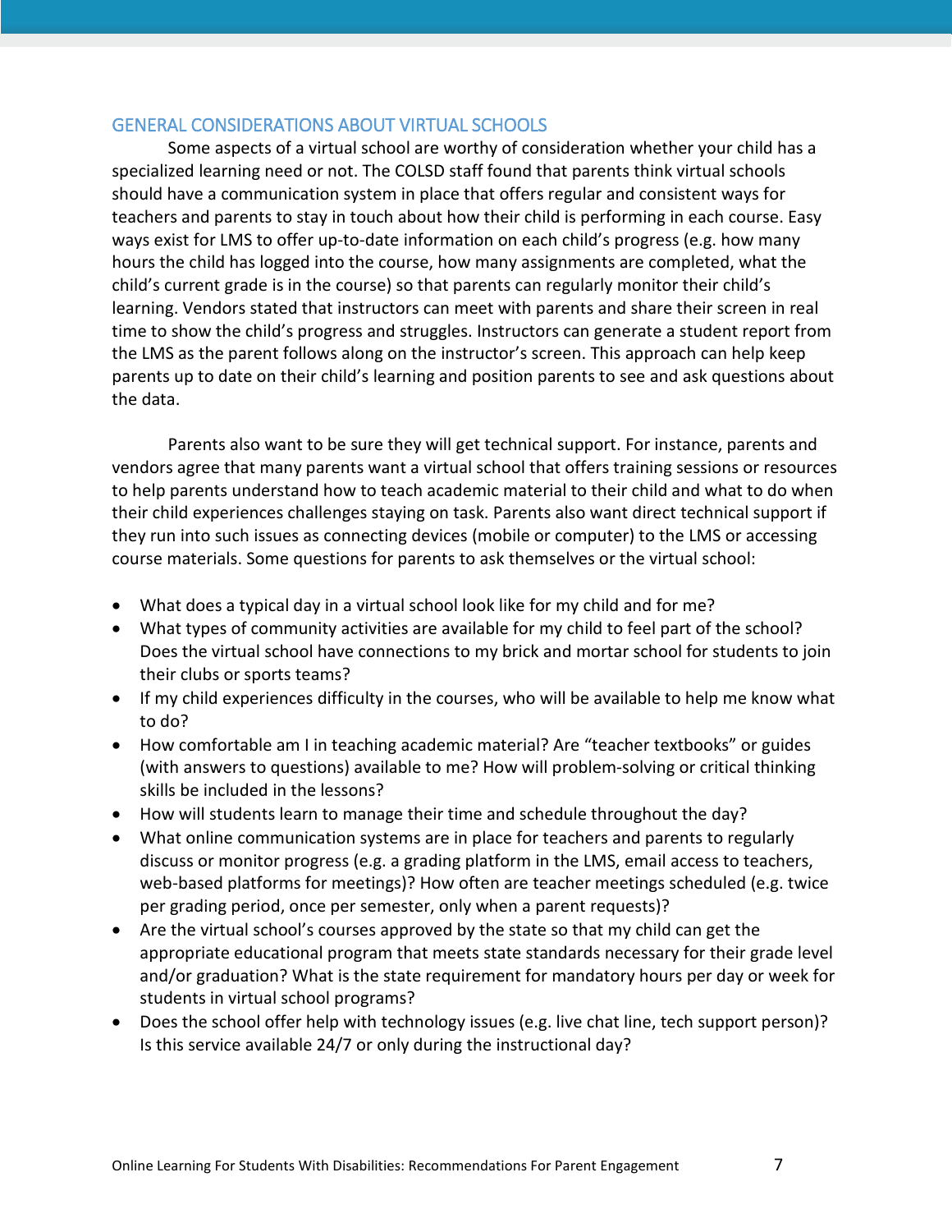## GENERAL CONSIDERATIONS ABOUT VIRTUAL SCHOOLS

Some aspects of a virtual school are worthy of consideration whether your child has a specialized learning need or not. The COLSD staff found that parents think virtual schools should have a communication system in place that offers regular and consistent ways for teachers and parents to stay in touch about how their child is performing in each course. Easy ways exist for LMS to offer up-to-date information on each child's progress (e.g. how many hours the child has logged into the course, how many assignments are completed, what the child's current grade is in the course) so that parents can regularly monitor their child's learning. Vendors stated that instructors can meet with parents and share their screen in real time to show the child's progress and struggles. Instructors can generate a student report from the LMS as the parent follows along on the instructor's screen. This approach can help keep parents up to date on their child's learning and position parents to see and ask questions about the data.

Parents also want to be sure they will get technical support. For instance, parents and vendors agree that many parents want a virtual school that offers training sessions or resources to help parents understand how to teach academic material to their child and what to do when their child experiences challenges staying on task. Parents also want direct technical support if they run into such issues as connecting devices (mobile or computer) to the LMS or accessing course materials. Some questions for parents to ask themselves or the virtual school:

- What does a typical day in a virtual school look like for my child and for me?
- What types of community activities are available for my child to feel part of the school? Does the virtual school have connections to my brick and mortar school for students to join their clubs or sports teams?
- If my child experiences difficulty in the courses, who will be available to help me know what to do?
- How comfortable am I in teaching academic material? Are "teacher textbooks" or guides (with answers to questions) available to me? How will problem-solving or critical thinking skills be included in the lessons?
- How will students learn to manage their time and schedule throughout the day?
- What online communication systems are in place for teachers and parents to regularly discuss or monitor progress (e.g. a grading platform in the LMS, email access to teachers, web-based platforms for meetings)? How often are teacher meetings scheduled (e.g. twice per grading period, once per semester, only when a parent requests)?
- Are the virtual school's courses approved by the state so that my child can get the appropriate educational program that meets state standards necessary for their grade level and/or graduation? What is the state requirement for mandatory hours per day or week for students in virtual school programs?
- Does the school offer help with technology issues (e.g. live chat line, tech support person)? Is this service available 24/7 or only during the instructional day?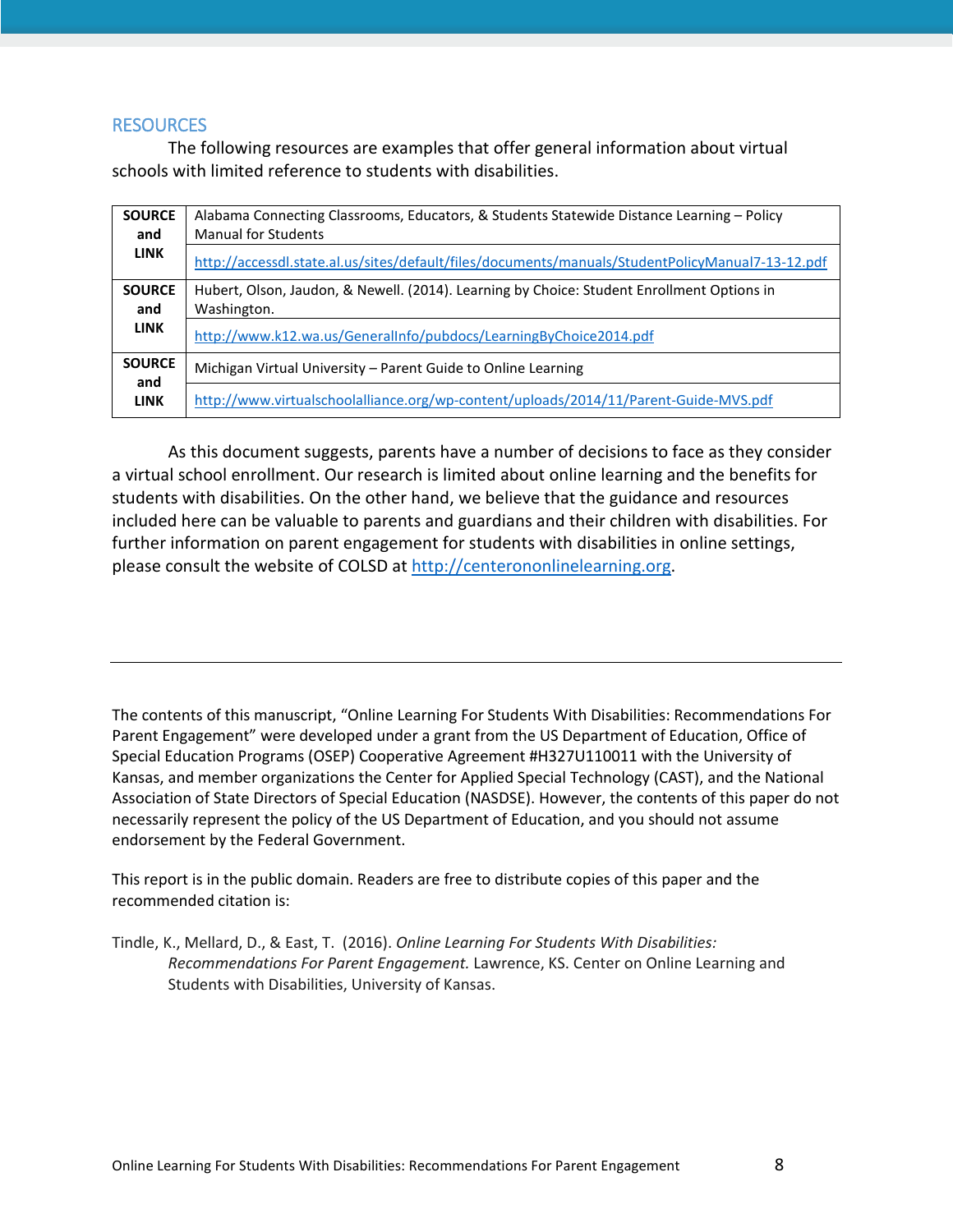## RESOURCES

The following resources are examples that offer general information about virtual schools with limited reference to students with disabilities.

| | |
|---|---|
| **SOURCE and LINK** | Alabama Connecting Classrooms, Educators, & Students Statewide Distance Learning – Policy Manual for Students |
| | http://accessdl.state.al.us/sites/default/files/documents/manuals/StudentPolicyManual7-13-12.pdf |
| **SOURCE and LINK** | Hubert, Olson, Jaudon, & Newell. (2014). Learning by Choice: Student Enrollment Options in Washington. |
| | http://www.k12.wa.us/GeneralInfo/pubdocs/LearningByChoice2014.pdf |
| **SOURCE and LINK** | Michigan Virtual University – Parent Guide to Online Learning |
| | http://www.virtualschoolalliance.org/wp-content/uploads/2014/11/Parent-Guide-MVS.pdf |

As this document suggests, parents have a number of decisions to face as they consider a virtual school enrollment. Our research is limited about online learning and the benefits for students with disabilities. On the other hand, we believe that the guidance and resources included here can be valuable to parents and guardians and their children with disabilities. For further information on parent engagement for students with disabilities in online settings, please consult the website of COLSD at http://centerononlinelearning.org.

---

The contents of this manuscript, "Online Learning For Students With Disabilities: Recommendations For Parent Engagement" were developed under a grant from the US Department of Education, Office of Special Education Programs (OSEP) Cooperative Agreement #H327U110011 with the University of Kansas, and member organizations the Center for Applied Special Technology (CAST), and the National Association of State Directors of Special Education (NASDSE). However, the contents of this paper do not necessarily represent the policy of the US Department of Education, and you should not assume endorsement by the Federal Government.

This report is in the public domain. Readers are free to distribute copies of this paper and the recommended citation is:

Tindle, K., Mellard, D., & East, T. (2016). *Online Learning For Students With Disabilities: Recommendations For Parent Engagement.* Lawrence, KS. Center on Online Learning and Students with Disabilities, University of Kansas.